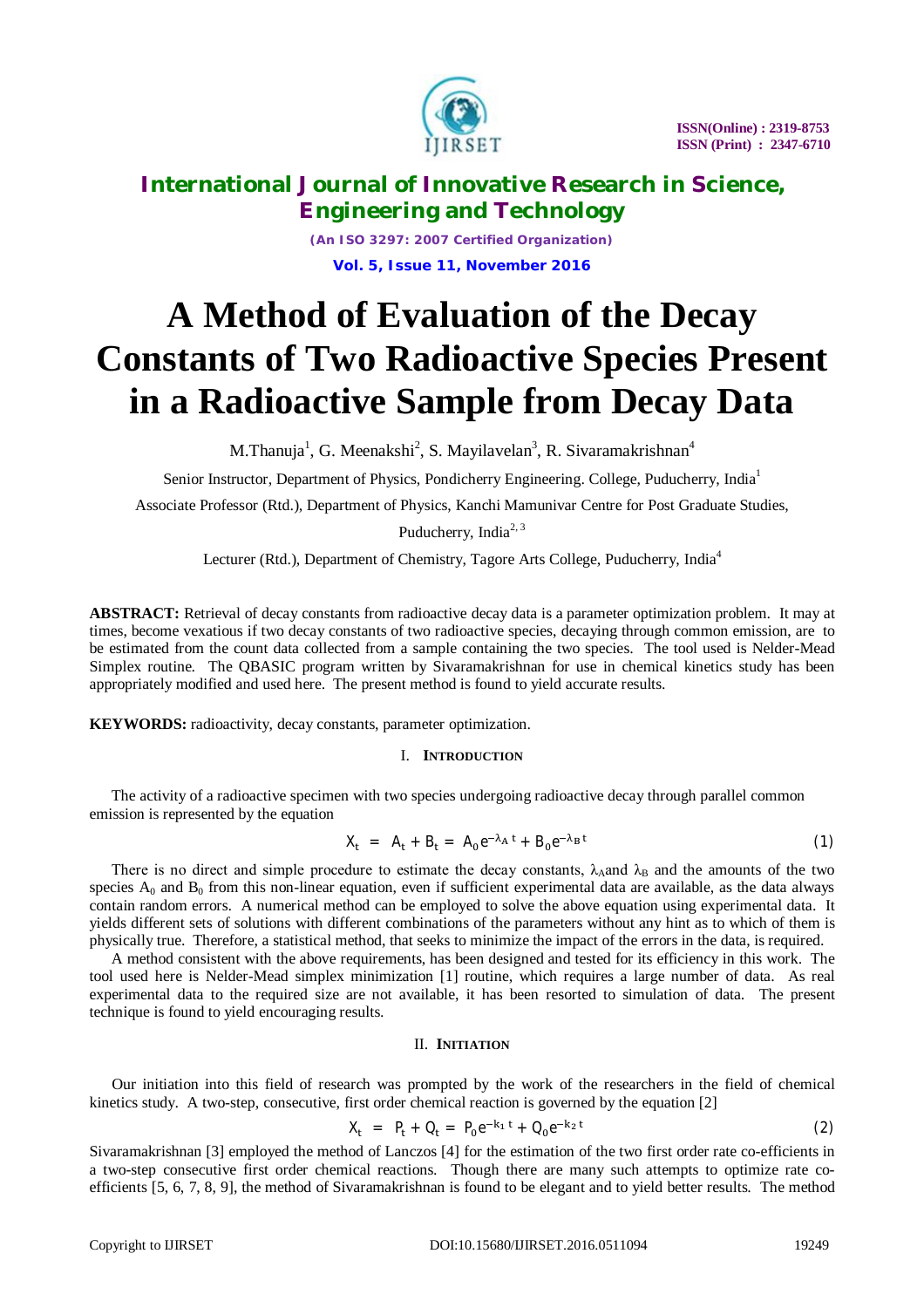# International Journal of Innovative Research in Science, Engineering and Technology

*(An ISO 3297: 2007 Certified Organization)*

**Vol. 5, Issue 11, November 2016**

# A Method of Evaluation of the Decay Constants of Two Radioactive Species Present in a Radioactive Sample from Decay Data

M.Thanuja[1], G. Meenakshi[2], S. Mayilavelan[3], R. Sivaramakrishnan[4]

Senior Instructor, Department of Physics, Pondicherry Engineering. College, Puducherry, India[1]

Associate Professor (Rtd.), Department of Physics, Kanchi Mamunivar Centre for Post Graduate Studies, Puducherry, India[2, 3]

Lecturer (Rtd.), Department of Chemistry, Tagore Arts College, Puducherry, India[4]

**ABSTRACT:** Retrieval of decay constants from radioactive decay data is a parameter optimization problem. It may at times, become vexatious if two decay constants of two radioactive species, decaying through common emission, are to be estimated from the count data collected from a sample containing the two species. The tool used is Nelder-Mead Simplex routine. The QBASIC program written by Sivaramakrishnan for use in chemical kinetics study has been appropriately modified and used here. The present method is found to yield accurate results.

**KEYWORDS:** radioactivity, decay constants, parameter optimization.

## I. Introduction

The activity of a radioactive specimen with two species undergoing radioactive decay through parallel common emission is represented by the equation

$$X_t = A_t + B_t = A_0 e^{-\lambda_A t} + B_0 e^{-\lambda_B t} \quad (1)$$

There is no direct and simple procedure to estimate the decay constants, $\lambda_A$ and $\lambda_B$ and the amounts of the two species $A_0$ and $B_0$ from this non-linear equation, even if sufficient experimental data are available, as the data always contain random errors. A numerical method can be employed to solve the above equation using experimental data. It yields different sets of solutions with different combinations of the parameters without any hint as to which of them is physically true. Therefore, a statistical method, that seeks to minimize the impact of the errors in the data, is required.

A method consistent with the above requirements, has been designed and tested for its efficiency in this work. The tool used here is Nelder-Mead simplex minimization [1] routine, which requires a large number of data. As real experimental data to the required size are not available, it has been resorted to simulation of data. The present technique is found to yield encouraging results.

## II. Initiation

Our initiation into this field of research was prompted by the work of the researchers in the field of chemical kinetics study. A two-step, consecutive, first order chemical reaction is governed by the equation [2]

$$X_t = P_t + Q_t = P_0 e^{-k_1 t} + Q_0 e^{-k_2 t} \quad (2)$$

Sivaramakrishnan [3] employed the method of Lanczos [4] for the estimation of the two first order rate co-efficients in a two-step consecutive first order chemical reactions. Though there are many such attempts to optimize rate co-efficients [5, 6, 7, 8, 9], the method of Sivaramakrishnan is found to be elegant and to yield better results. The method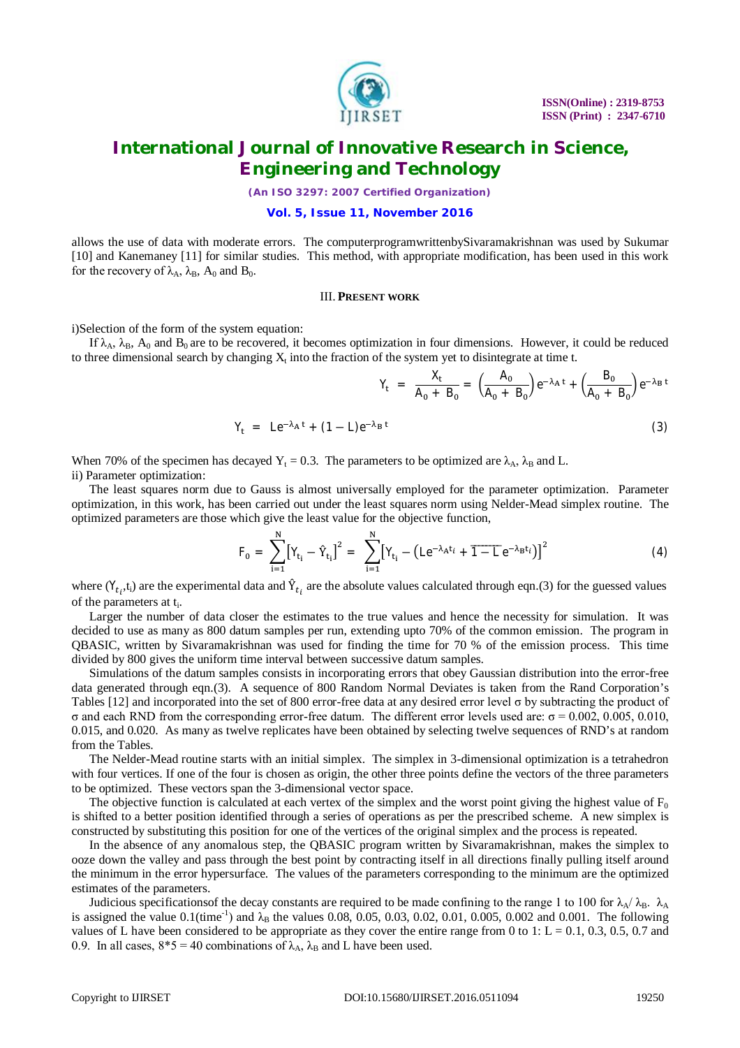allows the use of data with moderate errors. The computerprogramwrittenbySivaramakrishnan was used by Sukumar [10] and Kanemaney [11] for similar studies. This method, with appropriate modification, has been used in this work for the recovery of $\lambda_A$, $\lambda_B$, $A_0$ and $B_0$.

## III. PRESENT WORK

i)Selection of the form of the system equation:

If $\lambda_A$, $\lambda_B$, $A_0$ and $B_0$ are to be recovered, it becomes optimization in four dimensions. However, it could be reduced to three dimensional search by changing $X_t$ into the fraction of the system yet to disintegrate at time t.

$$Y_t = \frac{X_t}{A_0 + B_0} = \left(\frac{A_0}{A_0 + B_0}\right) e^{-\lambda_A t} + \left(\frac{B_0}{A_0 + B_0}\right) e^{-\lambda_B t}$$

$$Y_t = L e^{-\lambda_A t} + (1 - L) e^{-\lambda_B t} \tag{3}$$

When 70% of the specimen has decayed $Y_t = 0.3$. The parameters to be optimized are $\lambda_A$, $\lambda_B$ and L.

ii) Parameter optimization:

The least squares norm due to Gauss is almost universally employed for the parameter optimization. Parameter optimization, in this work, has been carried out under the least squares norm using Nelder-Mead simplex routine. The optimized parameters are those which give the least value for the objective function,

$$F_0 = \sum_{i=1}^{N} \left[Y_{t_i} - \hat{Y}_{t_i}\right]^2 = \sum_{i=1}^{N} \left[Y_{t_i} - \left(L e^{-\lambda_A t_i} + \overline{1 - L}\, e^{-\lambda_B t_i}\right)\right]^2 \tag{4}$$

where $(Y_{t_i}, t_i)$ are the experimental data and $\hat{Y}_{t_i}$ are the absolute values calculated through eqn.(3) for the guessed values of the parameters at $t_i$.

Larger the number of data closer the estimates to the true values and hence the necessity for simulation. It was decided to use as many as 800 datum samples per run, extending upto 70% of the common emission. The program in QBASIC, written by Sivaramakrishnan was used for finding the time for 70 % of the emission process. This time divided by 800 gives the uniform time interval between successive datum samples.

Simulations of the datum samples consists in incorporating errors that obey Gaussian distribution into the error-free data generated through eqn.(3). A sequence of 800 Random Normal Deviates is taken from the Rand Corporation's Tables [12] and incorporated into the set of 800 error-free data at any desired error level σ by subtracting the product of σ and each RND from the corresponding error-free datum. The different error levels used are: σ = 0.002, 0.005, 0.010, 0.015, and 0.020. As many as twelve replicates have been obtained by selecting twelve sequences of RND's at random from the Tables.

The Nelder-Mead routine starts with an initial simplex. The simplex in 3-dimensional optimization is a tetrahedron with four vertices. If one of the four is chosen as origin, the other three points define the vectors of the three parameters to be optimized. These vectors span the 3-dimensional vector space.

The objective function is calculated at each vertex of the simplex and the worst point giving the highest value of $F_0$ is shifted to a better position identified through a series of operations as per the prescribed scheme. A new simplex is constructed by substituting this position for one of the vertices of the original simplex and the process is repeated.

In the absence of any anomalous step, the QBASIC program written by Sivaramakrishnan, makes the simplex to ooze down the valley and pass through the best point by contracting itself in all directions finally pulling itself around the minimum in the error hypersurface. The values of the parameters corresponding to the minimum are the optimized estimates of the parameters.

Judicious specificationsof the decay constants are required to be made confining to the range 1 to 100 for $\lambda_A / \lambda_B$. $\lambda_A$ is assigned the value 0.1(time$^{-1}$) and $\lambda_B$ the values 0.08, 0.05, 0.03, 0.02, 0.01, 0.005, 0.002 and 0.001. The following values of L have been considered to be appropriate as they cover the entire range from 0 to 1: L = 0.1, 0.3, 0.5, 0.7 and 0.9. In all cases, 8*5 = 40 combinations of $\lambda_A$, $\lambda_B$ and L have been used.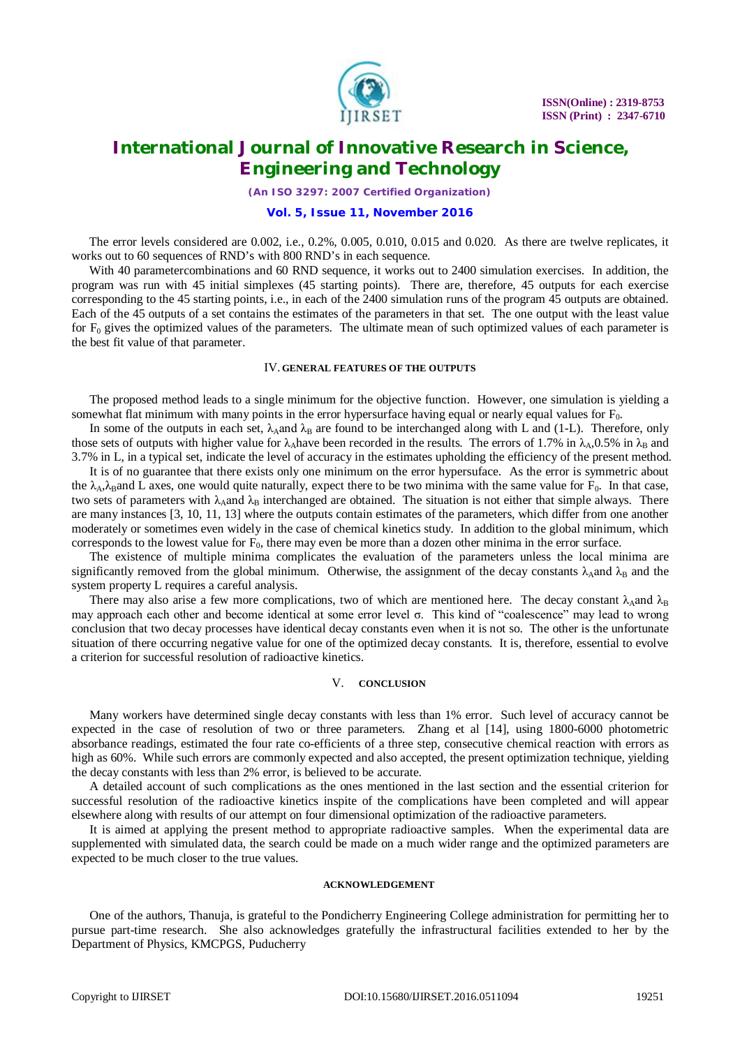The error levels considered are 0.002, i.e., 0.2%, 0.005, 0.010, 0.015 and 0.020. As there are twelve replicates, it works out to 60 sequences of RND's with 800 RND's in each sequence.

With 40 parametercombinations and 60 RND sequence, it works out to 2400 simulation exercises. In addition, the program was run with 45 initial simplexes (45 starting points). There are, therefore, 45 outputs for each exercise corresponding to the 45 starting points, i.e., in each of the 2400 simulation runs of the program 45 outputs are obtained. Each of the 45 outputs of a set contains the estimates of the parameters in that set. The one output with the least value for $F_0$ gives the optimized values of the parameters. The ultimate mean of such optimized values of each parameter is the best fit value of that parameter.

## IV. GENERAL FEATURES OF THE OUTPUTS

The proposed method leads to a single minimum for the objective function. However, one simulation is yielding a somewhat flat minimum with many points in the error hypersurface having equal or nearly equal values for $F_0$.

In some of the outputs in each set, $\lambda_A$and $\lambda_B$ are found to be interchanged along with L and (1-L). Therefore, only those sets of outputs with higher value for $\lambda_A$have been recorded in the results. The errors of 1.7% in $\lambda_A$,0.5% in $\lambda_B$ and 3.7% in L, in a typical set, indicate the level of accuracy in the estimates upholding the efficiency of the present method.

It is of no guarantee that there exists only one minimum on the error hypersuface. As the error is symmetric about the $\lambda_A$,$\lambda_B$and L axes, one would quite naturally, expect there to be two minima with the same value for $F_0$. In that case, two sets of parameters with $\lambda_A$and $\lambda_B$ interchanged are obtained. The situation is not either that simple always. There are many instances [3, 10, 11, 13] where the outputs contain estimates of the parameters, which differ from one another moderately or sometimes even widely in the case of chemical kinetics study. In addition to the global minimum, which corresponds to the lowest value for $F_0$, there may even be more than a dozen other minima in the error surface.

The existence of multiple minima complicates the evaluation of the parameters unless the local minima are significantly removed from the global minimum. Otherwise, the assignment of the decay constants $\lambda_A$ and $\lambda_B$ and the system property L requires a careful analysis.

There may also arise a few more complications, two of which are mentioned here. The decay constant $\lambda_A$and $\lambda_B$ may approach each other and become identical at some error level $\sigma$. This kind of "coalescence" may lead to wrong conclusion that two decay processes have identical decay constants even when it is not so. The other is the unfortunate situation of there occurring negative value for one of the optimized decay constants. It is, therefore, essential to evolve a criterion for successful resolution of radioactive kinetics.

## V. CONCLUSION

Many workers have determined single decay constants with less than 1% error. Such level of accuracy cannot be expected in the case of resolution of two or three parameters. Zhang et al [14], using 1800-6000 photometric absorbance readings, estimated the four rate co-efficients of a three step, consecutive chemical reaction with errors as high as 60%. While such errors are commonly expected and also accepted, the present optimization technique, yielding the decay constants with less than 2% error, is believed to be accurate.

A detailed account of such complications as the ones mentioned in the last section and the essential criterion for successful resolution of the radioactive kinetics inspite of the complications have been completed and will appear elsewhere along with results of our attempt on four dimensional optimization of the radioactive parameters.

It is aimed at applying the present method to appropriate radioactive samples. When the experimental data are supplemented with simulated data, the search could be made on a much wider range and the optimized parameters are expected to be much closer to the true values.

## ACKNOWLEDGEMENT

One of the authors, Thanuja, is grateful to the Pondicherry Engineering College administration for permitting her to pursue part-time research. She also acknowledges gratefully the infrastructural facilities extended to her by the Department of Physics, KMCPGS, Puducherry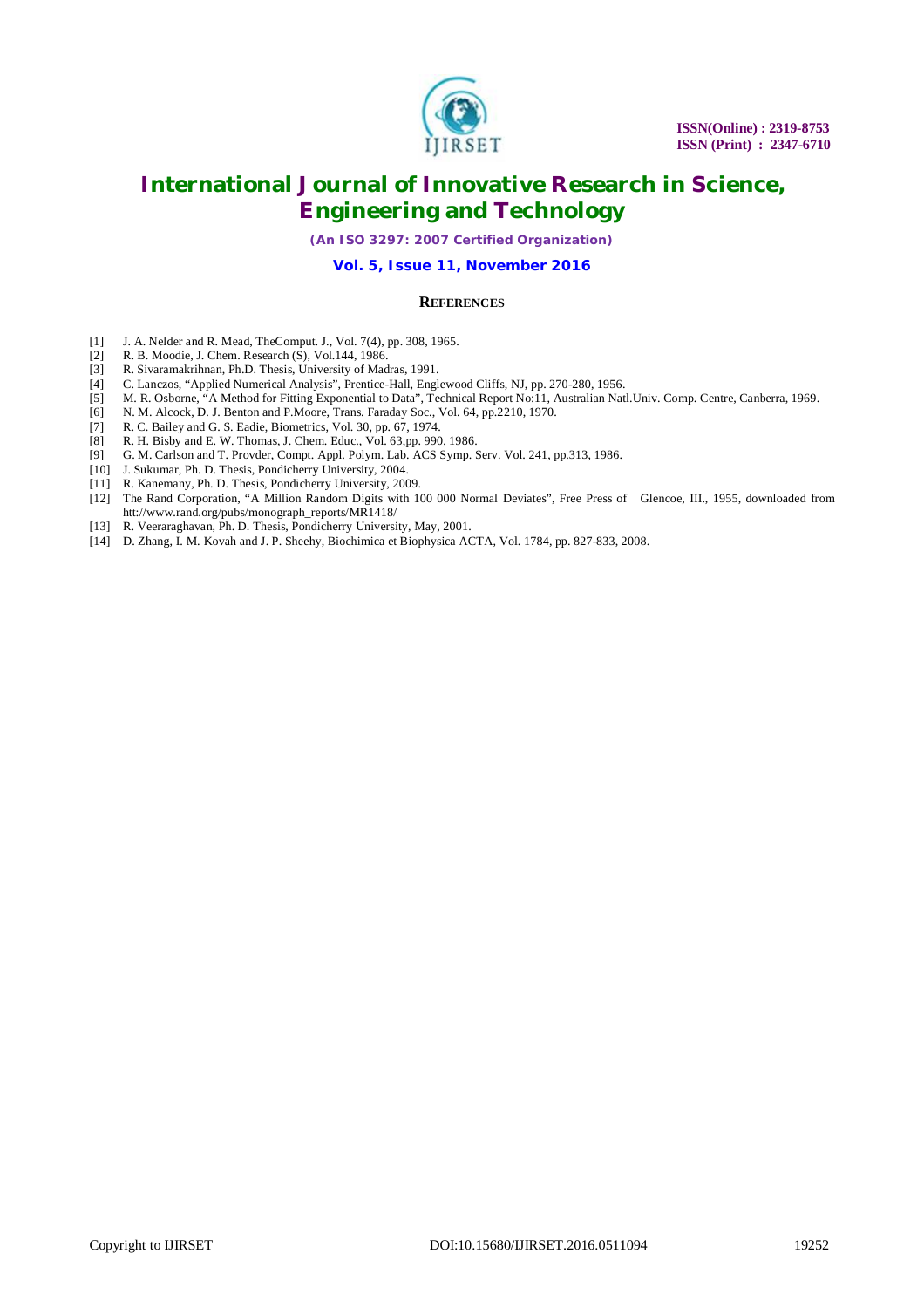## REFERENCES

[1] J. A. Nelder and R. Mead, TheComput. J., Vol. 7(4), pp. 308, 1965.
[2] R. B. Moodie, J. Chem. Research (S), Vol.144, 1986.
[3] R. Sivaramakrihnan, Ph.D. Thesis, University of Madras, 1991.
[4] C. Lanczos, "Applied Numerical Analysis", Prentice-Hall, Englewood Cliffs, NJ, pp. 270-280, 1956.
[5] M. R. Osborne, "A Method for Fitting Exponential to Data", Technical Report No:11, Australian Natl.Univ. Comp. Centre, Canberra, 1969.
[6] N. M. Alcock, D. J. Benton and P.Moore, Trans. Faraday Soc., Vol. 64, pp.2210, 1970.
[7] R. C. Bailey and G. S. Eadie, Biometrics, Vol. 30, pp. 67, 1974.
[8] R. H. Bisby and E. W. Thomas, J. Chem. Educ., Vol. 63,pp. 990, 1986.
[9] G. M. Carlson and T. Provder, Compt. Appl. Polym. Lab. ACS Symp. Serv. Vol. 241, pp.313, 1986.
[10] J. Sukumar, Ph. D. Thesis, Pondicherry University, 2004.
[11] R. Kanemany, Ph. D. Thesis, Pondicherry University, 2009.
[12] The Rand Corporation, "A Million Random Digits with 100 000 Normal Deviates", Free Press of Glencoe, III., 1955, downloaded from htt://www.rand.org/pubs/monograph_reports/MR1418/
[13] R. Veeraraghavan, Ph. D. Thesis, Pondicherry University, May, 2001.
[14] D. Zhang, I. M. Kovah and J. P. Sheehy, Biochimica et Biophysica ACTA, Vol. 1784, pp. 827-833, 2008.